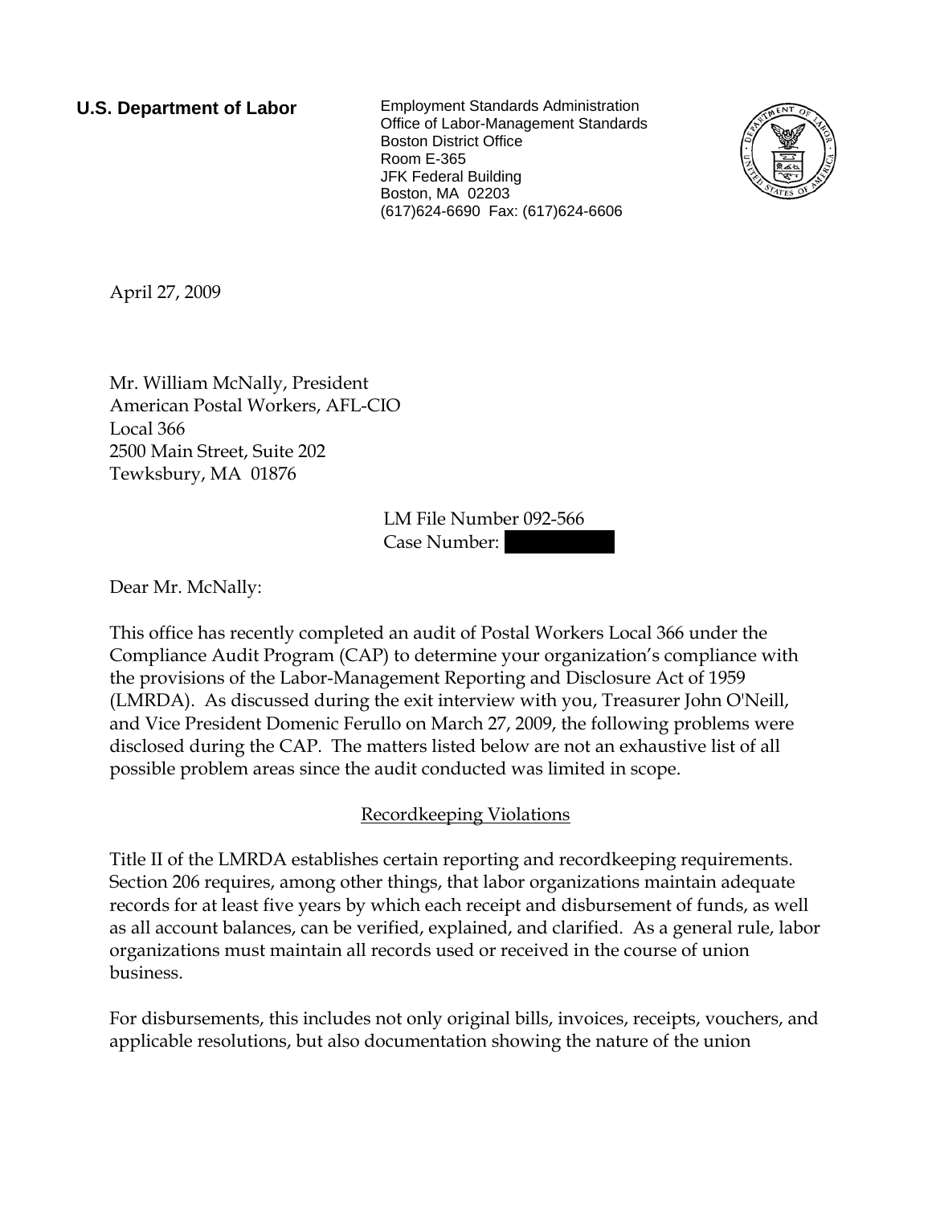**U.S. Department of Labor**

Employment Standards Administration
Office of Labor-Management Standards
Boston District Office
Room E-365
JFK Federal Building
Boston, MA 02203
(617)624-6690 Fax: (617)624-6606

April 27, 2009

Mr. William McNally, President
American Postal Workers, AFL-CIO
Local 366
2500 Main Street, Suite 202
Tewksbury, MA 01876

LM File Number 092-566
Case Number: 

Dear Mr. McNally:

This office has recently completed an audit of Postal Workers Local 366 under the Compliance Audit Program (CAP) to determine your organization's compliance with the provisions of the Labor-Management Reporting and Disclosure Act of 1959 (LMRDA). As discussed during the exit interview with you, Treasurer John O'Neill, and Vice President Domenic Ferullo on March 27, 2009, the following problems were disclosed during the CAP. The matters listed below are not an exhaustive list of all possible problem areas since the audit conducted was limited in scope.

## Recordkeeping Violations

Title II of the LMRDA establishes certain reporting and recordkeeping requirements. Section 206 requires, among other things, that labor organizations maintain adequate records for at least five years by which each receipt and disbursement of funds, as well as all account balances, can be verified, explained, and clarified. As a general rule, labor organizations must maintain all records used or received in the course of union business.

For disbursements, this includes not only original bills, invoices, receipts, vouchers, and applicable resolutions, but also documentation showing the nature of the union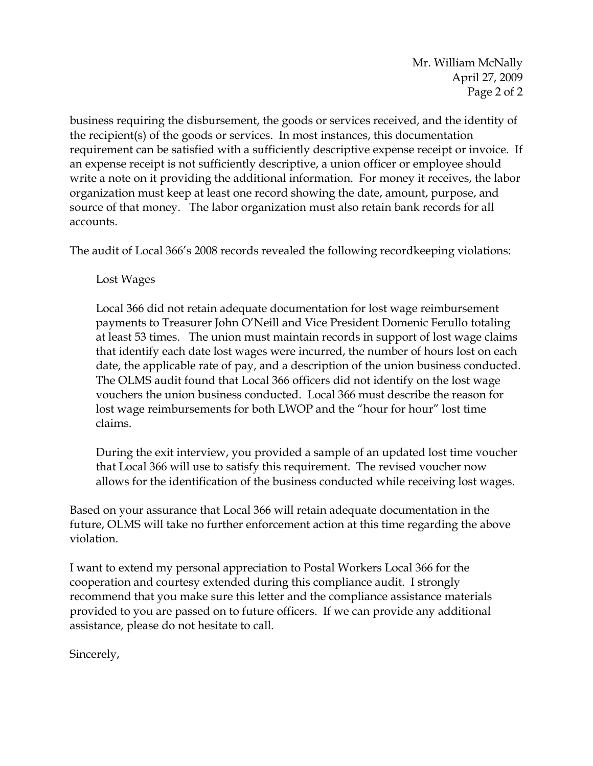business requiring the disbursement, the goods or services received, and the identity of the recipient(s) of the goods or services. In most instances, this documentation requirement can be satisfied with a sufficiently descriptive expense receipt or invoice. If an expense receipt is not sufficiently descriptive, a union officer or employee should write a note on it providing the additional information. For money it receives, the labor organization must keep at least one record showing the date, amount, purpose, and source of that money. The labor organization must also retain bank records for all accounts.

The audit of Local 366's 2008 records revealed the following recordkeeping violations:

> Lost Wages
>
> Local 366 did not retain adequate documentation for lost wage reimbursement payments to Treasurer John O'Neill and Vice President Domenic Ferullo totaling at least 53 times. The union must maintain records in support of lost wage claims that identify each date lost wages were incurred, the number of hours lost on each date, the applicable rate of pay, and a description of the union business conducted. The OLMS audit found that Local 366 officers did not identify on the lost wage vouchers the union business conducted. Local 366 must describe the reason for lost wage reimbursements for both LWOP and the "hour for hour" lost time claims.
>
> During the exit interview, you provided a sample of an updated lost time voucher that Local 366 will use to satisfy this requirement. The revised voucher now allows for the identification of the business conducted while receiving lost wages.

Based on your assurance that Local 366 will retain adequate documentation in the future, OLMS will take no further enforcement action at this time regarding the above violation.

I want to extend my personal appreciation to Postal Workers Local 366 for the cooperation and courtesy extended during this compliance audit. I strongly recommend that you make sure this letter and the compliance assistance materials provided to you are passed on to future officers. If we can provide any additional assistance, please do not hesitate to call.

Sincerely,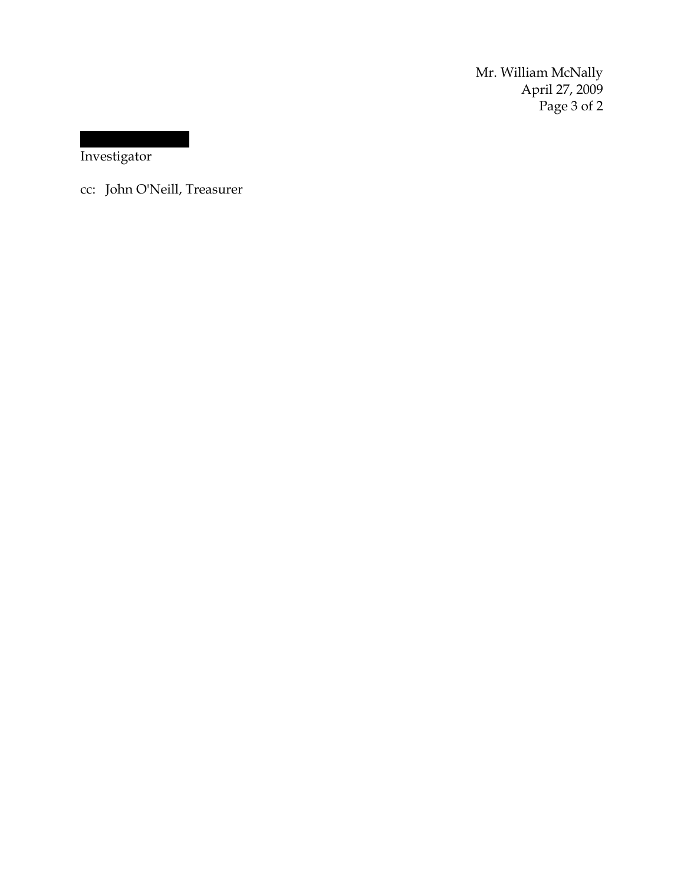Investigator

cc: John O'Neill, Treasurer